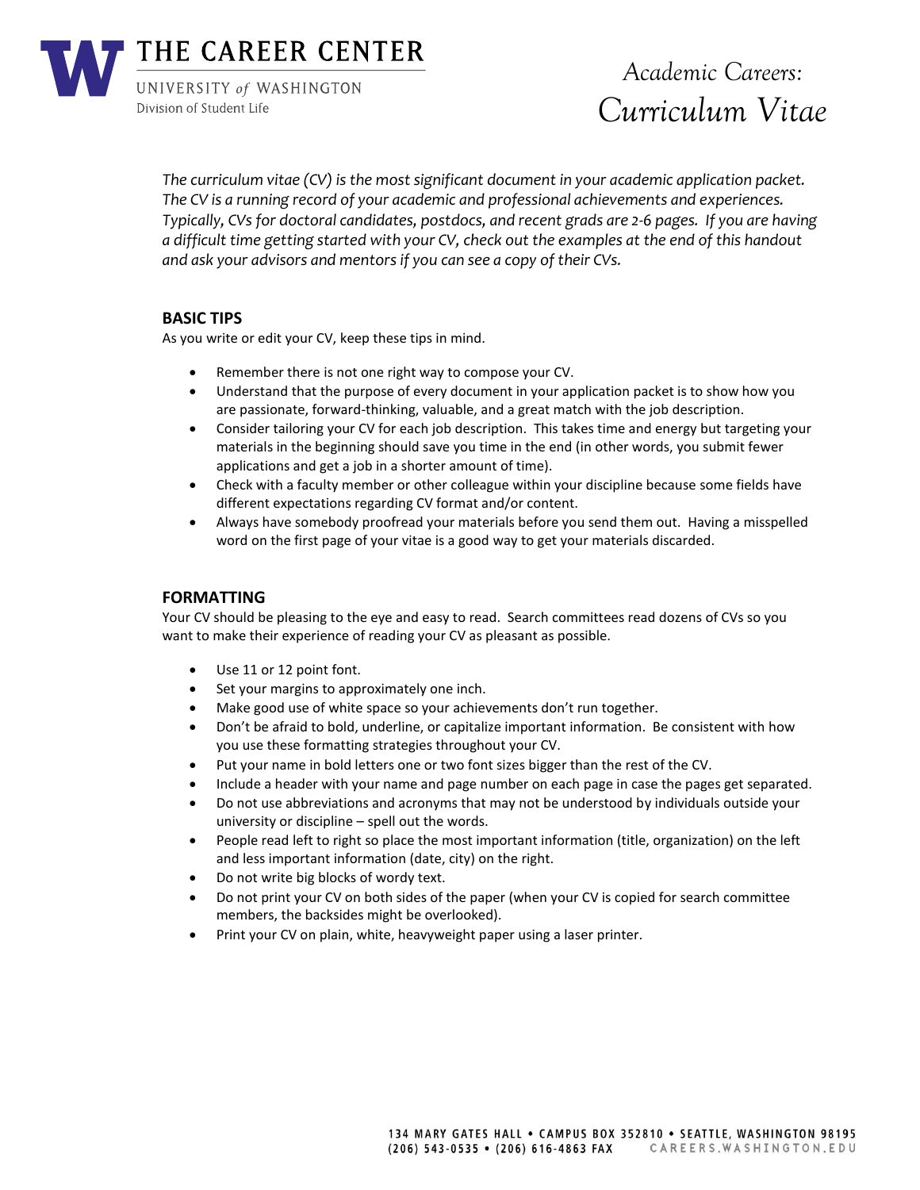THE CAREER CENTER

UNIVERSITY *of* WASHINGTON

Division of Student Life

# *Academic Careers: Curriculum Vitae*

*The curriculum vitae (CV) is the most significant document in your academic application packet. The CV is a running record of your academic and professional achievements and experiences. Typically, CVs for doctoral candidates, postdocs, and recent grads are 2-6 pages. If you are having a difficult time getting started with your CV, check out the examples at the end of this handout and ask your advisors and mentors if you can see a copy of their CVs.*

## BASIC TIPS

As you write or edit your CV, keep these tips in mind.

- Remember there is not one right way to compose your CV.
- Understand that the purpose of every document in your application packet is to show how you are passionate, forward-thinking, valuable, and a great match with the job description.
- Consider tailoring your CV for each job description. This takes time and energy but targeting your materials in the beginning should save you time in the end (in other words, you submit fewer applications and get a job in a shorter amount of time).
- Check with a faculty member or other colleague within your discipline because some fields have different expectations regarding CV format and/or content.
- Always have somebody proofread your materials before you send them out. Having a misspelled word on the first page of your vitae is a good way to get your materials discarded.

## FORMATTING

Your CV should be pleasing to the eye and easy to read. Search committees read dozens of CVs so you want to make their experience of reading your CV as pleasant as possible.

- Use 11 or 12 point font.
- Set your margins to approximately one inch.
- Make good use of white space so your achievements don't run together.
- Don't be afraid to bold, underline, or capitalize important information. Be consistent with how you use these formatting strategies throughout your CV.
- Put your name in bold letters one or two font sizes bigger than the rest of the CV.
- Include a header with your name and page number on each page in case the pages get separated.
- Do not use abbreviations and acronyms that may not be understood by individuals outside your university or discipline – spell out the words.
- People read left to right so place the most important information (title, organization) on the left and less important information (date, city) on the right.
- Do not write big blocks of wordy text.
- Do not print your CV on both sides of the paper (when your CV is copied for search committee members, the backsides might be overlooked).
- Print your CV on plain, white, heavyweight paper using a laser printer.

134 MARY GATES HALL • CAMPUS BOX 352810 • SEATTLE, WASHINGTON 98195
(206) 543-0535 • (206) 616-4863 FAX CAREERS.WASHINGTON.EDU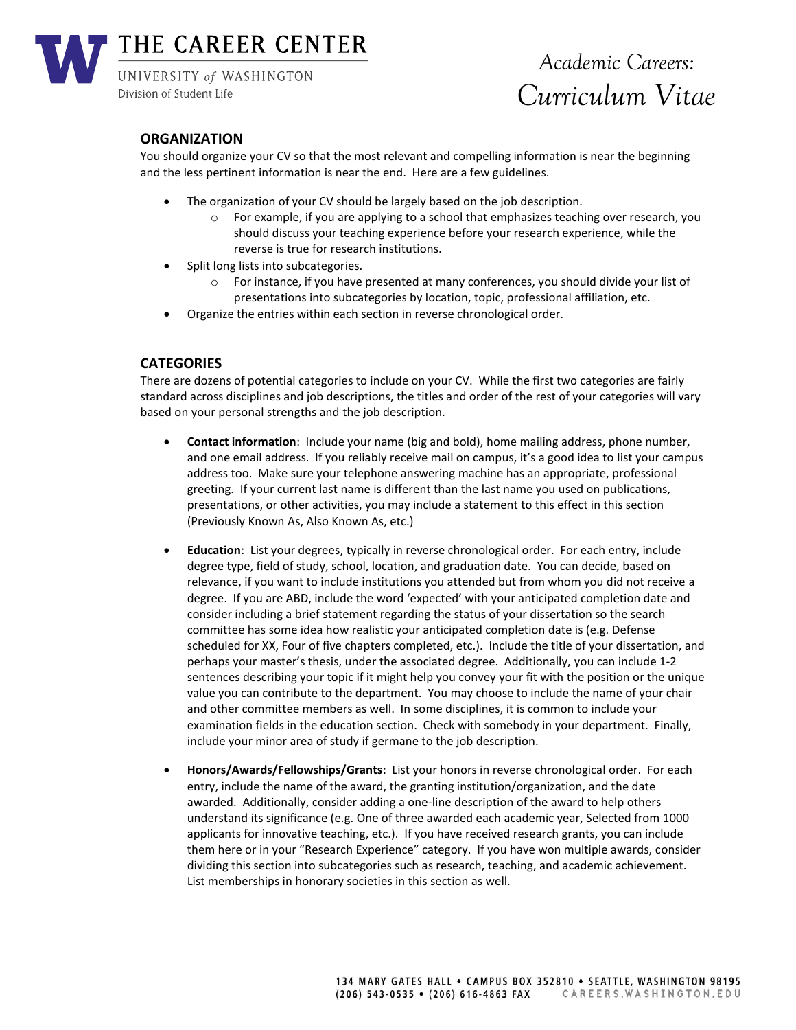## ORGANIZATION

You should organize your CV so that the most relevant and compelling information is near the beginning and the less pertinent information is near the end. Here are a few guidelines.

- The organization of your CV should be largely based on the job description.
  - For example, if you are applying to a school that emphasizes teaching over research, you should discuss your teaching experience before your research experience, while the reverse is true for research institutions.
- Split long lists into subcategories.
  - For instance, if you have presented at many conferences, you should divide your list of presentations into subcategories by location, topic, professional affiliation, etc.
- Organize the entries within each section in reverse chronological order.

## CATEGORIES

There are dozens of potential categories to include on your CV. While the first two categories are fairly standard across disciplines and job descriptions, the titles and order of the rest of your categories will vary based on your personal strengths and the job description.

- **Contact information**: Include your name (big and bold), home mailing address, phone number, and one email address. If you reliably receive mail on campus, it's a good idea to list your campus address too. Make sure your telephone answering machine has an appropriate, professional greeting. If your current last name is different than the last name you used on publications, presentations, or other activities, you may include a statement to this effect in this section (Previously Known As, Also Known As, etc.)

- **Education**: List your degrees, typically in reverse chronological order. For each entry, include degree type, field of study, school, location, and graduation date. You can decide, based on relevance, if you want to include institutions you attended but from whom you did not receive a degree. If you are ABD, include the word 'expected' with your anticipated completion date and consider including a brief statement regarding the status of your dissertation so the search committee has some idea how realistic your anticipated completion date is (e.g. Defense scheduled for XX, Four of five chapters completed, etc.). Include the title of your dissertation, and perhaps your master's thesis, under the associated degree. Additionally, you can include 1-2 sentences describing your topic if it might help you convey your fit with the position or the unique value you can contribute to the department. You may choose to include the name of your chair and other committee members as well. In some disciplines, it is common to include your examination fields in the education section. Check with somebody in your department. Finally, include your minor area of study if germane to the job description.

- **Honors/Awards/Fellowships/Grants**: List your honors in reverse chronological order. For each entry, include the name of the award, the granting institution/organization, and the date awarded. Additionally, consider adding a one-line description of the award to help others understand its significance (e.g. One of three awarded each academic year, Selected from 1000 applicants for innovative teaching, etc.). If you have received research grants, you can include them here or in your "Research Experience" category. If you have won multiple awards, consider dividing this section into subcategories such as research, teaching, and academic achievement. List memberships in honorary societies in this section as well.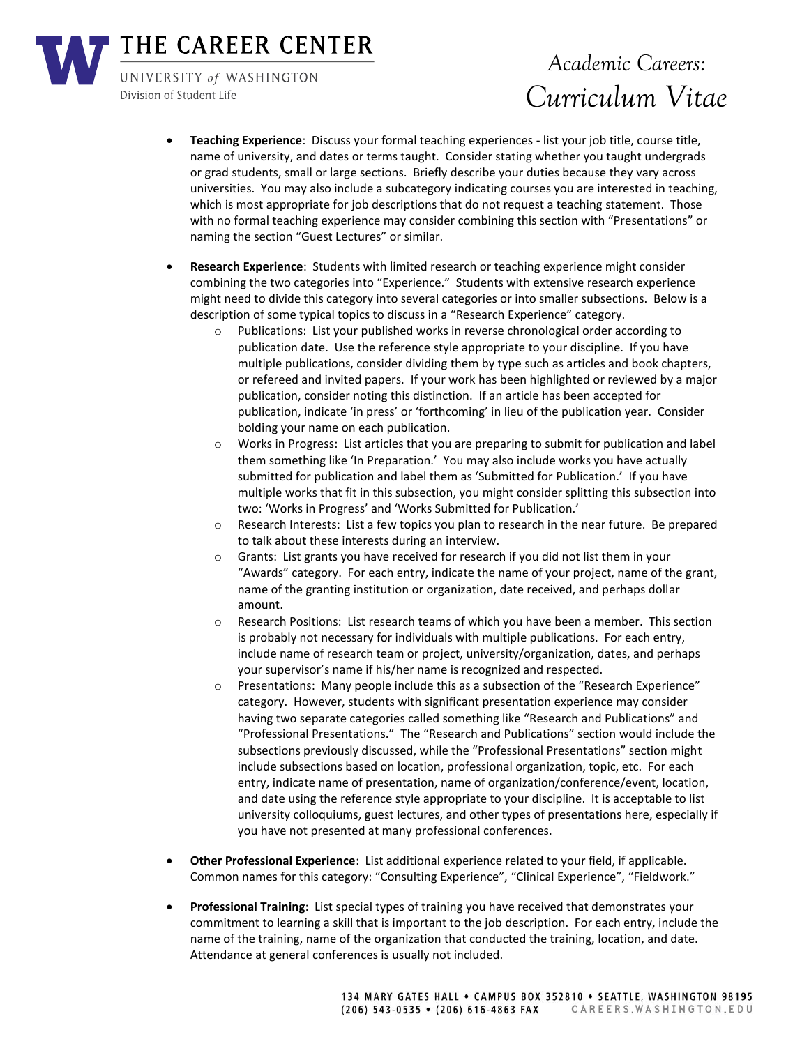- **Teaching Experience**: Discuss your formal teaching experiences - list your job title, course title, name of university, and dates or terms taught. Consider stating whether you taught undergrads or grad students, small or large sections. Briefly describe your duties because they vary across universities. You may also include a subcategory indicating courses you are interested in teaching, which is most appropriate for job descriptions that do not request a teaching statement. Those with no formal teaching experience may consider combining this section with "Presentations" or naming the section "Guest Lectures" or similar.

- **Research Experience**: Students with limited research or teaching experience might consider combining the two categories into "Experience." Students with extensive research experience might need to divide this category into several categories or into smaller subsections. Below is a description of some typical topics to discuss in a "Research Experience" category.
    - Publications: List your published works in reverse chronological order according to publication date. Use the reference style appropriate to your discipline. If you have multiple publications, consider dividing them by type such as articles and book chapters, or refereed and invited papers. If your work has been highlighted or reviewed by a major publication, consider noting this distinction. If an article has been accepted for publication, indicate 'in press' or 'forthcoming' in lieu of the publication year. Consider bolding your name on each publication.
    - Works in Progress: List articles that you are preparing to submit for publication and label them something like 'In Preparation.' You may also include works you have actually submitted for publication and label them as 'Submitted for Publication.' If you have multiple works that fit in this subsection, you might consider splitting this subsection into two: 'Works in Progress' and 'Works Submitted for Publication.'
    - Research Interests: List a few topics you plan to research in the near future. Be prepared to talk about these interests during an interview.
    - Grants: List grants you have received for research if you did not list them in your "Awards" category. For each entry, indicate the name of your project, name of the grant, name of the granting institution or organization, date received, and perhaps dollar amount.
    - Research Positions: List research teams of which you have been a member. This section is probably not necessary for individuals with multiple publications. For each entry, include name of research team or project, university/organization, dates, and perhaps your supervisor's name if his/her name is recognized and respected.
    - Presentations: Many people include this as a subsection of the "Research Experience" category. However, students with significant presentation experience may consider having two separate categories called something like "Research and Publications" and "Professional Presentations." The "Research and Publications" section would include the subsections previously discussed, while the "Professional Presentations" section might include subsections based on location, professional organization, topic, etc. For each entry, indicate name of presentation, name of organization/conference/event, location, and date using the reference style appropriate to your discipline. It is acceptable to list university colloquiums, guest lectures, and other types of presentations here, especially if you have not presented at many professional conferences.

- **Other Professional Experience**: List additional experience related to your field, if applicable. Common names for this category: "Consulting Experience", "Clinical Experience", "Fieldwork."

- **Professional Training**: List special types of training you have received that demonstrates your commitment to learning a skill that is important to the job description. For each entry, include the name of the training, name of the organization that conducted the training, location, and date. Attendance at general conferences is usually not included.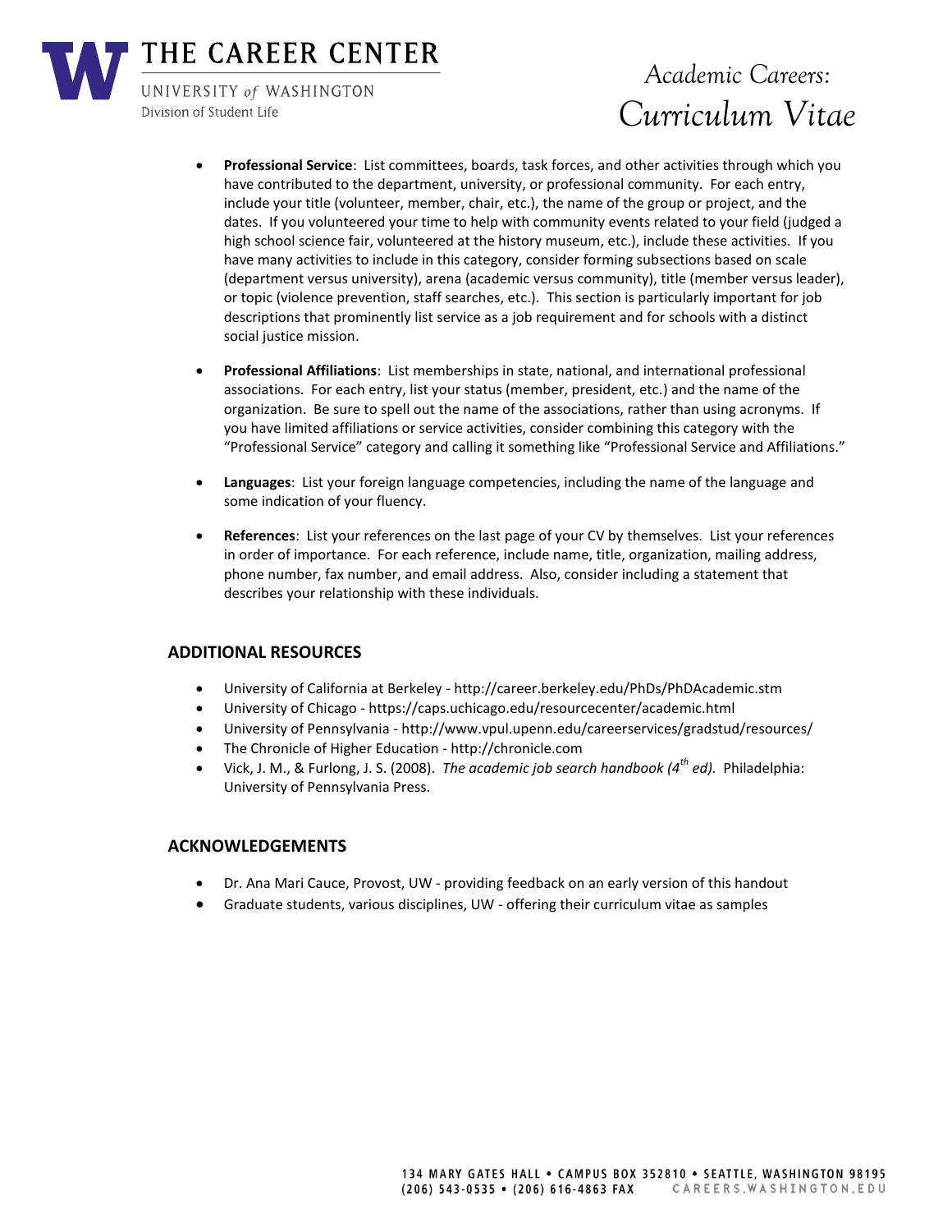- **Professional Service**: List committees, boards, task forces, and other activities through which you have contributed to the department, university, or professional community. For each entry, include your title (volunteer, member, chair, etc.), the name of the group or project, and the dates. If you volunteered your time to help with community events related to your field (judged a high school science fair, volunteered at the history museum, etc.), include these activities. If you have many activities to include in this category, consider forming subsections based on scale (department versus university), arena (academic versus community), title (member versus leader), or topic (violence prevention, staff searches, etc.). This section is particularly important for job descriptions that prominently list service as a job requirement and for schools with a distinct social justice mission.

- **Professional Affiliations**: List memberships in state, national, and international professional associations. For each entry, list your status (member, president, etc.) and the name of the organization. Be sure to spell out the name of the associations, rather than using acronyms. If you have limited affiliations or service activities, consider combining this category with the "Professional Service" category and calling it something like "Professional Service and Affiliations."

- **Languages**: List your foreign language competencies, including the name of the language and some indication of your fluency.

- **References**: List your references on the last page of your CV by themselves. List your references in order of importance. For each reference, include name, title, organization, mailing address, phone number, fax number, and email address. Also, consider including a statement that describes your relationship with these individuals.

## ADDITIONAL RESOURCES

- University of California at Berkeley - http://career.berkeley.edu/PhDs/PhDAcademic.stm
- University of Chicago - https://caps.uchicago.edu/resourcecenter/academic.html
- University of Pennsylvania - http://www.vpul.upenn.edu/careerservices/gradstud/resources/
- The Chronicle of Higher Education - http://chronicle.com
- Vick, J. M., & Furlong, J. S. (2008). *The academic job search handbook (4th ed).* Philadelphia: University of Pennsylvania Press.

## ACKNOWLEDGEMENTS

- Dr. Ana Mari Cauce, Provost, UW - providing feedback on an early version of this handout
- Graduate students, various disciplines, UW - offering their curriculum vitae as samples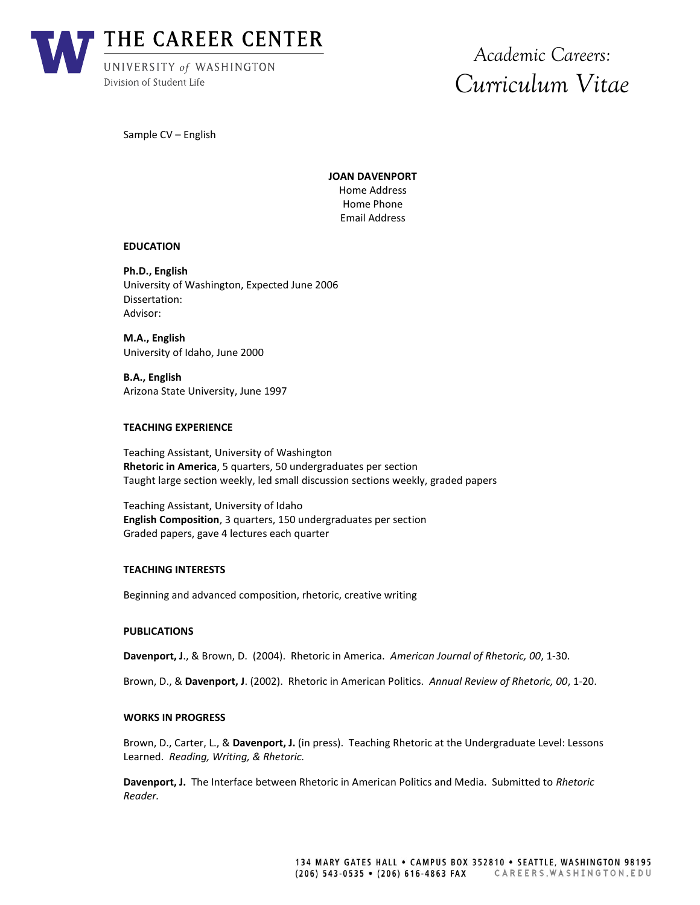Sample CV – English

**JOAN DAVENPORT**
Home Address
Home Phone
Email Address

## EDUCATION

**Ph.D., English**
University of Washington, Expected June 2006
Dissertation:
Advisor:

**M.A., English**
University of Idaho, June 2000

**B.A., English**
Arizona State University, June 1997

## TEACHING EXPERIENCE

Teaching Assistant, University of Washington
**Rhetoric in America**, 5 quarters, 50 undergraduates per section
Taught large section weekly, led small discussion sections weekly, graded papers

Teaching Assistant, University of Idaho
**English Composition**, 3 quarters, 150 undergraduates per section
Graded papers, gave 4 lectures each quarter

## TEACHING INTERESTS

Beginning and advanced composition, rhetoric, creative writing

## PUBLICATIONS

**Davenport, J**., & Brown, D. (2004). Rhetoric in America. *American Journal of Rhetoric, 00*, 1-30.

Brown, D., & **Davenport, J**. (2002). Rhetoric in American Politics. *Annual Review of Rhetoric, 00*, 1-20.

## WORKS IN PROGRESS

Brown, D., Carter, L., & **Davenport, J.** (in press). Teaching Rhetoric at the Undergraduate Level: Lessons Learned. *Reading, Writing, & Rhetoric.*

**Davenport, J.** The Interface between Rhetoric in American Politics and Media. Submitted to *Rhetoric Reader.*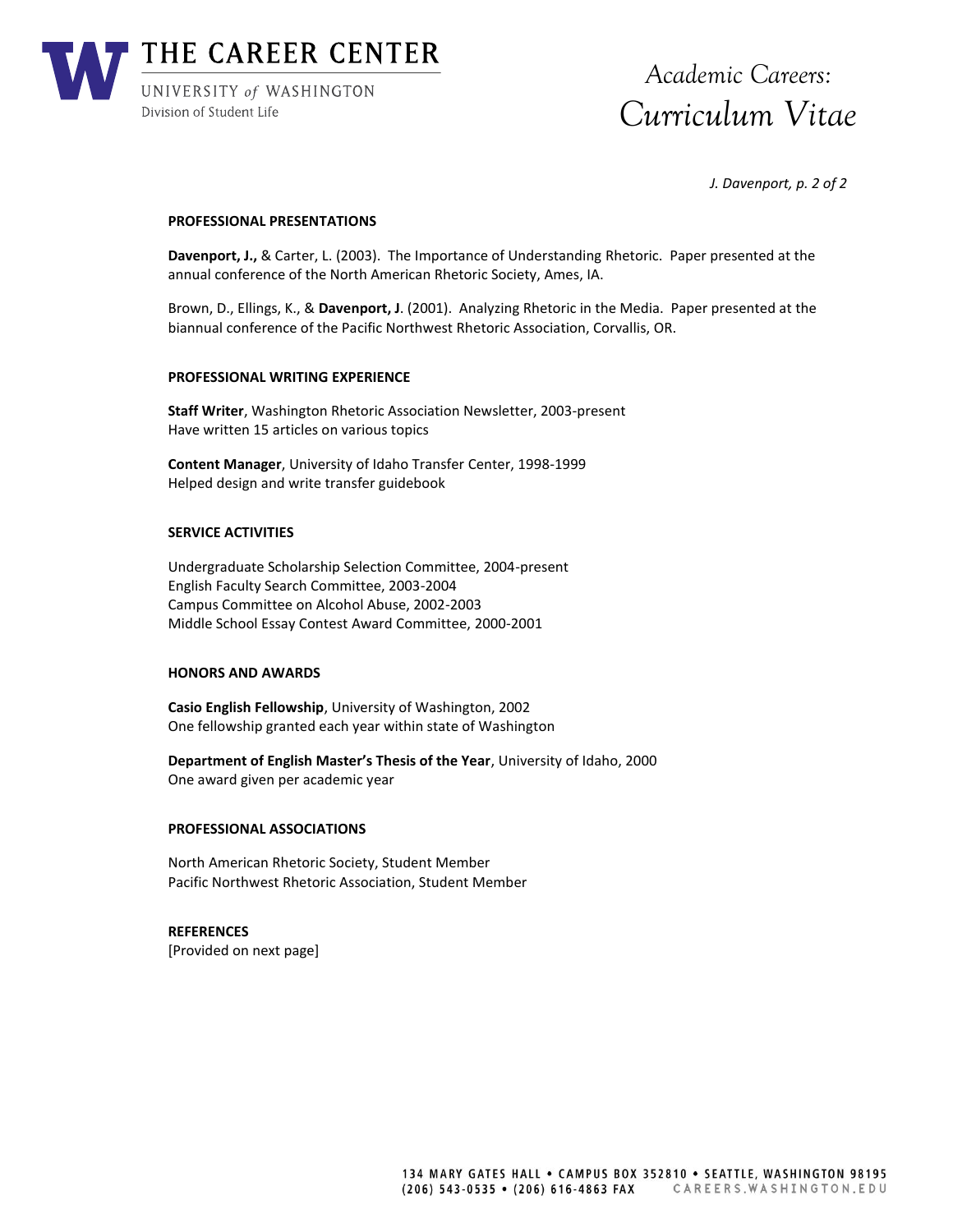**PROFESSIONAL PRESENTATIONS**

**Davenport, J.,** & Carter, L. (2003). The Importance of Understanding Rhetoric. Paper presented at the annual conference of the North American Rhetoric Society, Ames, IA.

Brown, D., Ellings, K., & **Davenport, J**. (2001). Analyzing Rhetoric in the Media. Paper presented at the biannual conference of the Pacific Northwest Rhetoric Association, Corvallis, OR.

**PROFESSIONAL WRITING EXPERIENCE**

**Staff Writer**, Washington Rhetoric Association Newsletter, 2003-present
Have written 15 articles on various topics

**Content Manager**, University of Idaho Transfer Center, 1998-1999
Helped design and write transfer guidebook

**SERVICE ACTIVITIES**

Undergraduate Scholarship Selection Committee, 2004-present
English Faculty Search Committee, 2003-2004
Campus Committee on Alcohol Abuse, 2002-2003
Middle School Essay Contest Award Committee, 2000-2001

**HONORS AND AWARDS**

**Casio English Fellowship**, University of Washington, 2002
One fellowship granted each year within state of Washington

**Department of English Master's Thesis of the Year**, University of Idaho, 2000
One award given per academic year

**PROFESSIONAL ASSOCIATIONS**

North American Rhetoric Society, Student Member
Pacific Northwest Rhetoric Association, Student Member

**REFERENCES**
[Provided on next page]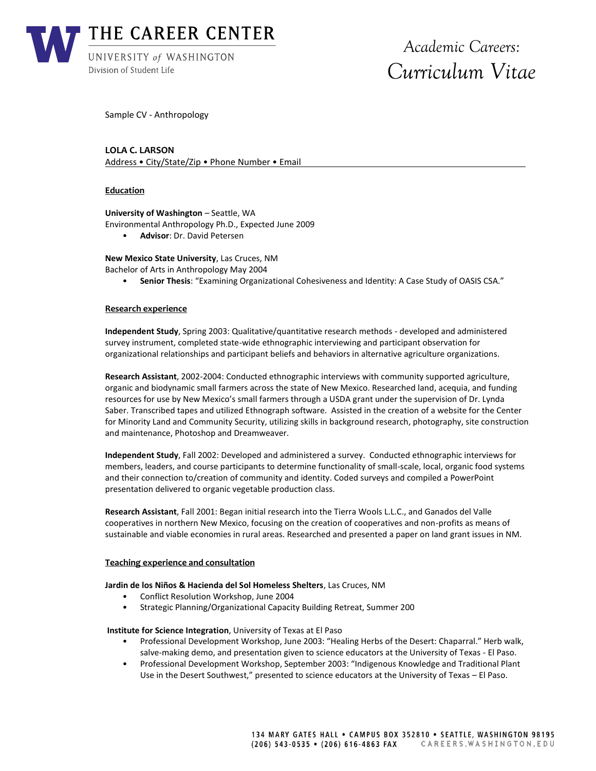Sample CV - Anthropology

**LOLA C. LARSON**
Address • City/State/Zip • Phone Number • Email

## Education

**University of Washington** – Seattle, WA
Environmental Anthropology Ph.D., Expected June 2009

- **Advisor**: Dr. David Petersen

**New Mexico State University**, Las Cruces, NM
Bachelor of Arts in Anthropology May 2004

- **Senior Thesis**: "Examining Organizational Cohesiveness and Identity: A Case Study of OASIS CSA."

## Research experience

**Independent Study**, Spring 2003: Qualitative/quantitative research methods - developed and administered survey instrument, completed state-wide ethnographic interviewing and participant observation for organizational relationships and participant beliefs and behaviors in alternative agriculture organizations.

**Research Assistant**, 2002-2004: Conducted ethnographic interviews with community supported agriculture, organic and biodynamic small farmers across the state of New Mexico. Researched land, acequia, and funding resources for use by New Mexico's small farmers through a USDA grant under the supervision of Dr. Lynda Saber. Transcribed tapes and utilized Ethnograph software. Assisted in the creation of a website for the Center for Minority Land and Community Security, utilizing skills in background research, photography, site construction and maintenance, Photoshop and Dreamweaver.

**Independent Study**, Fall 2002: Developed and administered a survey. Conducted ethnographic interviews for members, leaders, and course participants to determine functionality of small-scale, local, organic food systems and their connection to/creation of community and identity. Coded surveys and compiled a PowerPoint presentation delivered to organic vegetable production class.

**Research Assistant**, Fall 2001: Began initial research into the Tierra Wools L.L.C., and Ganados del Valle cooperatives in northern New Mexico, focusing on the creation of cooperatives and non-profits as means of sustainable and viable economies in rural areas. Researched and presented a paper on land grant issues in NM.

## Teaching experience and consultation

**Jardin de los Niños & Hacienda del Sol Homeless Shelters**, Las Cruces, NM

- Conflict Resolution Workshop, June 2004
- Strategic Planning/Organizational Capacity Building Retreat, Summer 200

**Institute for Science Integration**, University of Texas at El Paso

- Professional Development Workshop, June 2003: "Healing Herbs of the Desert: Chaparral." Herb walk, salve-making demo, and presentation given to science educators at the University of Texas - El Paso.
- Professional Development Workshop, September 2003: "Indigenous Knowledge and Traditional Plant Use in the Desert Southwest," presented to science educators at the University of Texas – El Paso.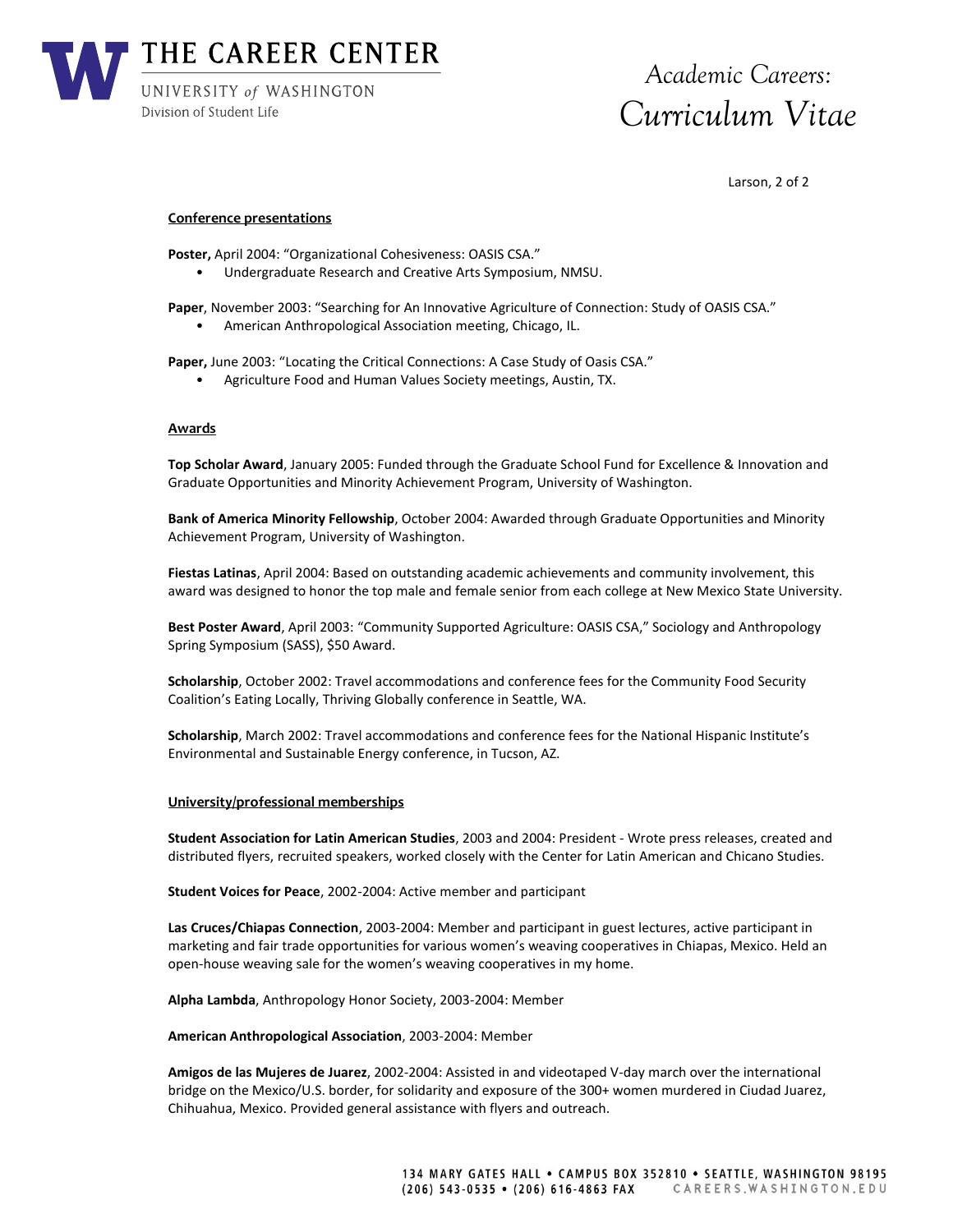## Conference presentations

**Poster,** April 2004: "Organizational Cohesiveness: OASIS CSA."

- Undergraduate Research and Creative Arts Symposium, NMSU.

**Paper**, November 2003: "Searching for An Innovative Agriculture of Connection: Study of OASIS CSA."

- American Anthropological Association meeting, Chicago, IL.

**Paper,** June 2003: "Locating the Critical Connections: A Case Study of Oasis CSA."

- Agriculture Food and Human Values Society meetings, Austin, TX.

## Awards

**Top Scholar Award**, January 2005: Funded through the Graduate School Fund for Excellence & Innovation and Graduate Opportunities and Minority Achievement Program, University of Washington.

**Bank of America Minority Fellowship**, October 2004: Awarded through Graduate Opportunities and Minority Achievement Program, University of Washington.

**Fiestas Latinas**, April 2004: Based on outstanding academic achievements and community involvement, this award was designed to honor the top male and female senior from each college at New Mexico State University.

**Best Poster Award**, April 2003: "Community Supported Agriculture: OASIS CSA," Sociology and Anthropology Spring Symposium (SASS), $50 Award.

**Scholarship**, October 2002: Travel accommodations and conference fees for the Community Food Security Coalition's Eating Locally, Thriving Globally conference in Seattle, WA.

**Scholarship**, March 2002: Travel accommodations and conference fees for the National Hispanic Institute's Environmental and Sustainable Energy conference, in Tucson, AZ.

## University/professional memberships

**Student Association for Latin American Studies**, 2003 and 2004: President - Wrote press releases, created and distributed flyers, recruited speakers, worked closely with the Center for Latin American and Chicano Studies.

**Student Voices for Peace**, 2002-2004: Active member and participant

**Las Cruces/Chiapas Connection**, 2003-2004: Member and participant in guest lectures, active participant in marketing and fair trade opportunities for various women's weaving cooperatives in Chiapas, Mexico. Held an open-house weaving sale for the women's weaving cooperatives in my home.

**Alpha Lambda**, Anthropology Honor Society, 2003-2004: Member

**American Anthropological Association**, 2003-2004: Member

**Amigos de las Mujeres de Juarez**, 2002-2004: Assisted in and videotaped V-day march over the international bridge on the Mexico/U.S. border, for solidarity and exposure of the 300+ women murdered in Ciudad Juarez, Chihuahua, Mexico. Provided general assistance with flyers and outreach.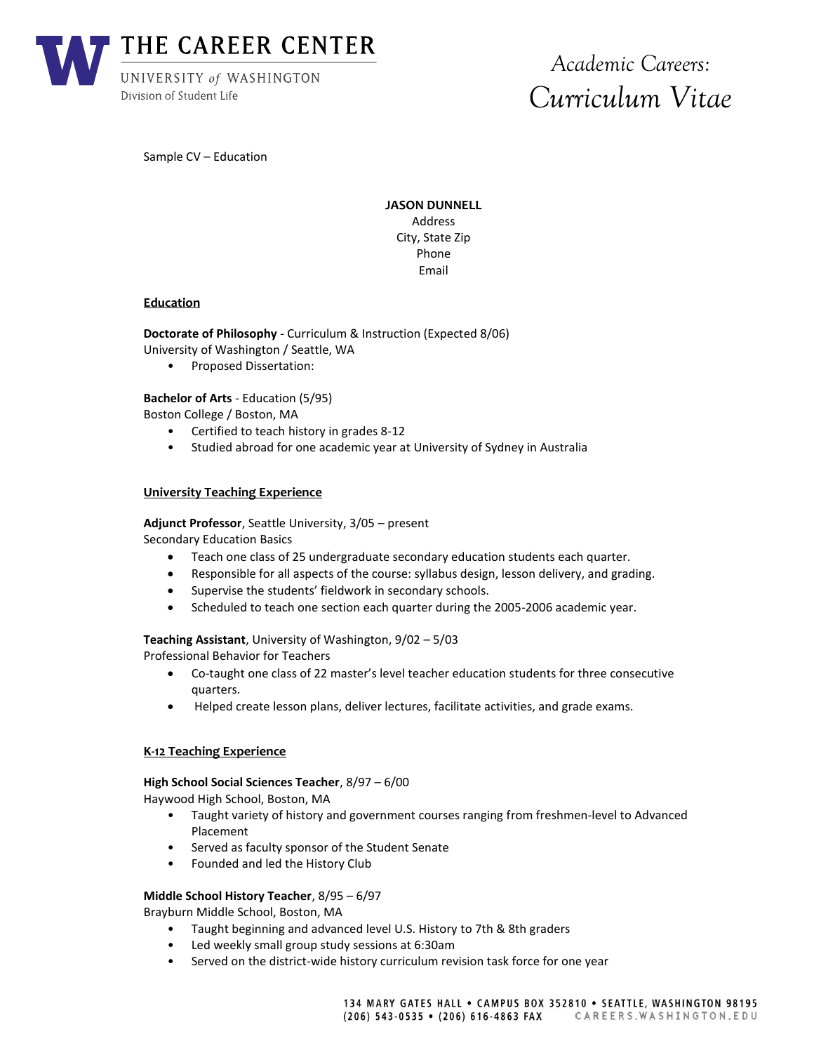Sample CV – Education

**JASON DUNNELL**
Address
City, State Zip
Phone
Email

## Education

**Doctorate of Philosophy** - Curriculum & Instruction (Expected 8/06)
University of Washington / Seattle, WA

- Proposed Dissertation:

**Bachelor of Arts** - Education (5/95)
Boston College / Boston, MA

- Certified to teach history in grades 8-12
- Studied abroad for one academic year at University of Sydney in Australia

## University Teaching Experience

**Adjunct Professor**, Seattle University, 3/05 – present
Secondary Education Basics

- Teach one class of 25 undergraduate secondary education students each quarter.
- Responsible for all aspects of the course: syllabus design, lesson delivery, and grading.
- Supervise the students' fieldwork in secondary schools.
- Scheduled to teach one section each quarter during the 2005-2006 academic year.

**Teaching Assistant**, University of Washington, 9/02 – 5/03
Professional Behavior for Teachers

- Co-taught one class of 22 master's level teacher education students for three consecutive quarters.
- Helped create lesson plans, deliver lectures, facilitate activities, and grade exams.

## K-12 Teaching Experience

**High School Social Sciences Teacher**, 8/97 – 6/00
Haywood High School, Boston, MA

- Taught variety of history and government courses ranging from freshmen-level to Advanced Placement
- Served as faculty sponsor of the Student Senate
- Founded and led the History Club

**Middle School History Teacher**, 8/95 – 6/97
Brayburn Middle School, Boston, MA

- Taught beginning and advanced level U.S. History to 7th & 8th graders
- Led weekly small group study sessions at 6:30am
- Served on the district-wide history curriculum revision task force for one year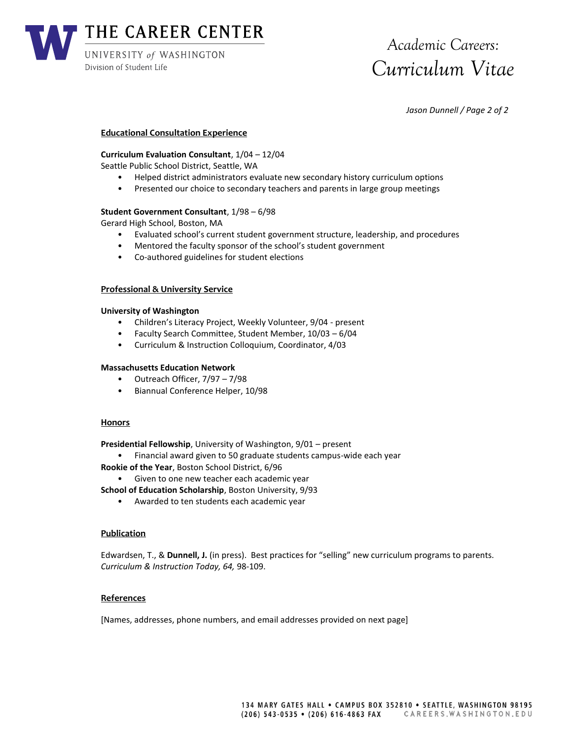## Educational Consultation Experience

**Curriculum Evaluation Consultant**, 1/04 – 12/04
Seattle Public School District, Seattle, WA

- Helped district administrators evaluate new secondary history curriculum options
- Presented our choice to secondary teachers and parents in large group meetings

**Student Government Consultant**, 1/98 – 6/98
Gerard High School, Boston, MA

- Evaluated school's current student government structure, leadership, and procedures
- Mentored the faculty sponsor of the school's student government
- Co-authored guidelines for student elections

## Professional & University Service

**University of Washington**

- Children's Literacy Project, Weekly Volunteer, 9/04 - present
- Faculty Search Committee, Student Member, 10/03 – 6/04
- Curriculum & Instruction Colloquium, Coordinator, 4/03

**Massachusetts Education Network**

- Outreach Officer, 7/97 – 7/98
- Biannual Conference Helper, 10/98

## Honors

**Presidential Fellowship**, University of Washington, 9/01 – present

- Financial award given to 50 graduate students campus-wide each year

**Rookie of the Year**, Boston School District, 6/96

- Given to one new teacher each academic year

**School of Education Scholarship**, Boston University, 9/93

- Awarded to ten students each academic year

## Publication

Edwardsen, T., & **Dunnell, J.** (in press). Best practices for "selling" new curriculum programs to parents. *Curriculum & Instruction Today, 64,* 98-109.

## References

[Names, addresses, phone numbers, and email addresses provided on next page]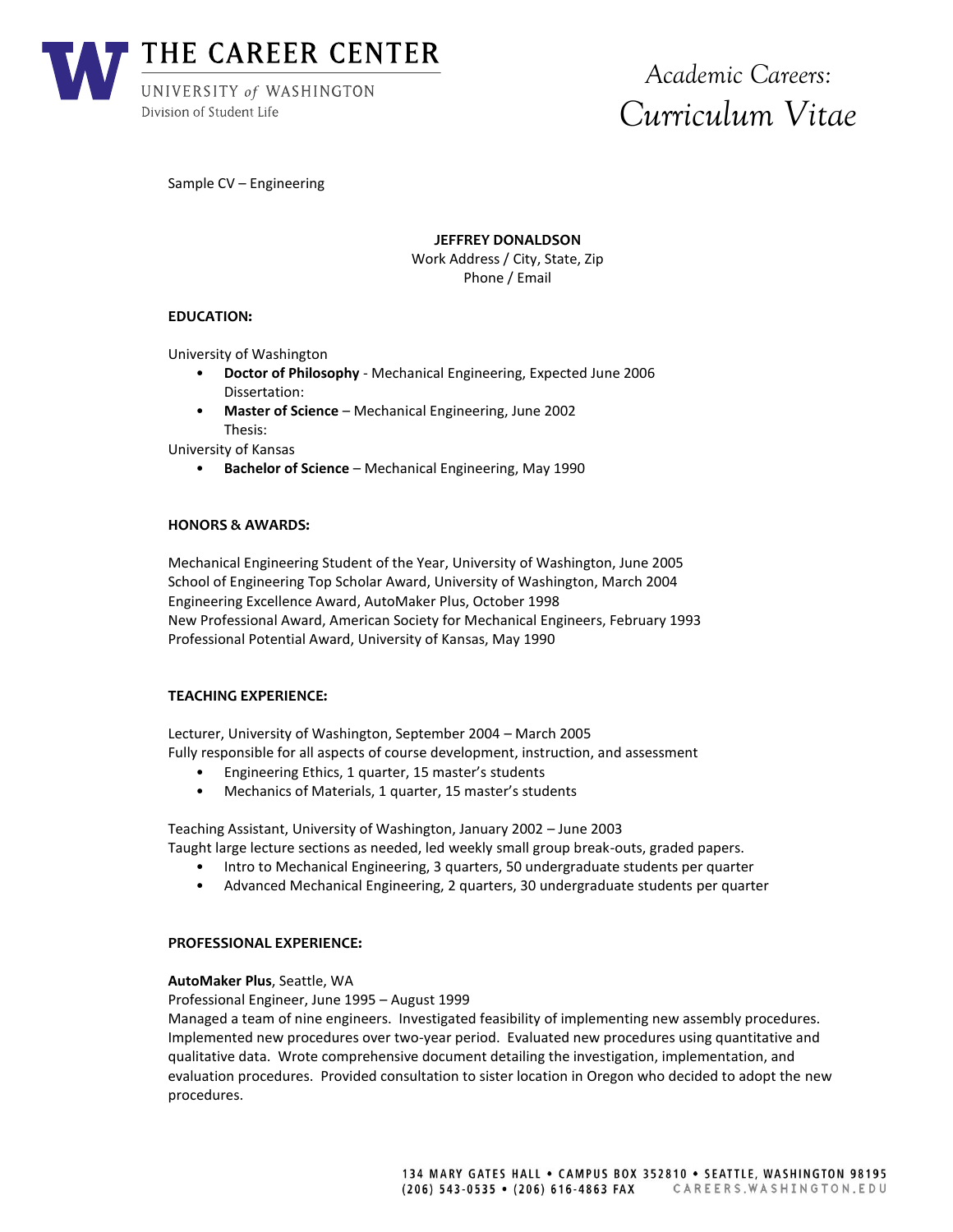Sample CV – Engineering

**JEFFREY DONALDSON**
Work Address / City, State, Zip
Phone / Email

**EDUCATION:**

University of Washington

- **Doctor of Philosophy** - Mechanical Engineering, Expected June 2006
  Dissertation:
- **Master of Science** – Mechanical Engineering, June 2002
  Thesis:

University of Kansas

- **Bachelor of Science** – Mechanical Engineering, May 1990

**HONORS & AWARDS:**

Mechanical Engineering Student of the Year, University of Washington, June 2005
School of Engineering Top Scholar Award, University of Washington, March 2004
Engineering Excellence Award, AutoMaker Plus, October 1998
New Professional Award, American Society for Mechanical Engineers, February 1993
Professional Potential Award, University of Kansas, May 1990

**TEACHING EXPERIENCE:**

Lecturer, University of Washington, September 2004 – March 2005
Fully responsible for all aspects of course development, instruction, and assessment

- Engineering Ethics, 1 quarter, 15 master's students
- Mechanics of Materials, 1 quarter, 15 master's students

Teaching Assistant, University of Washington, January 2002 – June 2003
Taught large lecture sections as needed, led weekly small group break-outs, graded papers.

- Intro to Mechanical Engineering, 3 quarters, 50 undergraduate students per quarter
- Advanced Mechanical Engineering, 2 quarters, 30 undergraduate students per quarter

**PROFESSIONAL EXPERIENCE:**

**AutoMaker Plus**, Seattle, WA
Professional Engineer, June 1995 – August 1999
Managed a team of nine engineers. Investigated feasibility of implementing new assembly procedures. Implemented new procedures over two-year period. Evaluated new procedures using quantitative and qualitative data. Wrote comprehensive document detailing the investigation, implementation, and evaluation procedures. Provided consultation to sister location in Oregon who decided to adopt the new procedures.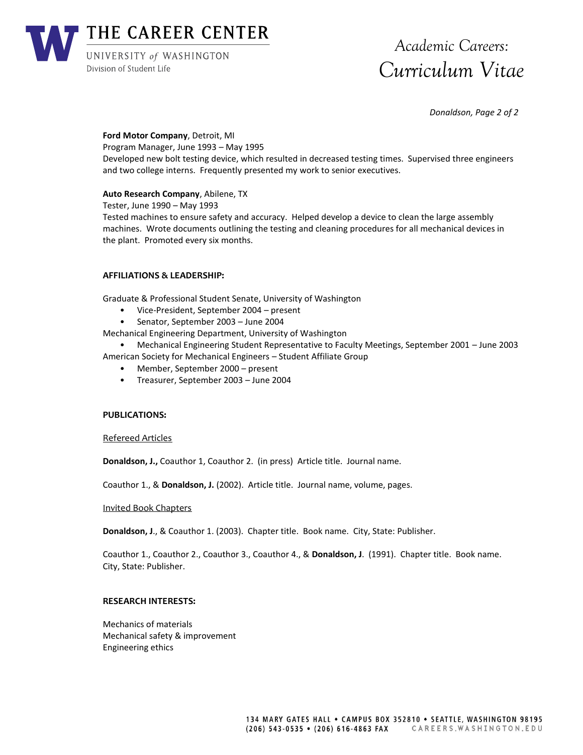**Ford Motor Company**, Detroit, MI
Program Manager, June 1993 – May 1995
Developed new bolt testing device, which resulted in decreased testing times. Supervised three engineers and two college interns. Frequently presented my work to senior executives.

**Auto Research Company**, Abilene, TX
Tester, June 1990 – May 1993
Tested machines to ensure safety and accuracy. Helped develop a device to clean the large assembly machines. Wrote documents outlining the testing and cleaning procedures for all mechanical devices in the plant. Promoted every six months.

**AFFILIATIONS & LEADERSHIP:**

Graduate & Professional Student Senate, University of Washington

- Vice-President, September 2004 – present
- Senator, September 2003 – June 2004

Mechanical Engineering Department, University of Washington

- Mechanical Engineering Student Representative to Faculty Meetings, September 2001 – June 2003

American Society for Mechanical Engineers – Student Affiliate Group

- Member, September 2000 – present
- Treasurer, September 2003 – June 2004

**PUBLICATIONS:**

Refereed Articles

**Donaldson, J.,** Coauthor 1, Coauthor 2. (in press) Article title. Journal name.

Coauthor 1., & **Donaldson, J.** (2002). Article title. Journal name, volume, pages.

Invited Book Chapters

**Donaldson, J**., & Coauthor 1. (2003). Chapter title. Book name. City, State: Publisher.

Coauthor 1., Coauthor 2., Coauthor 3., Coauthor 4., & **Donaldson, J**. (1991). Chapter title. Book name. City, State: Publisher.

**RESEARCH INTERESTS:**

Mechanics of materials
Mechanical safety & improvement
Engineering ethics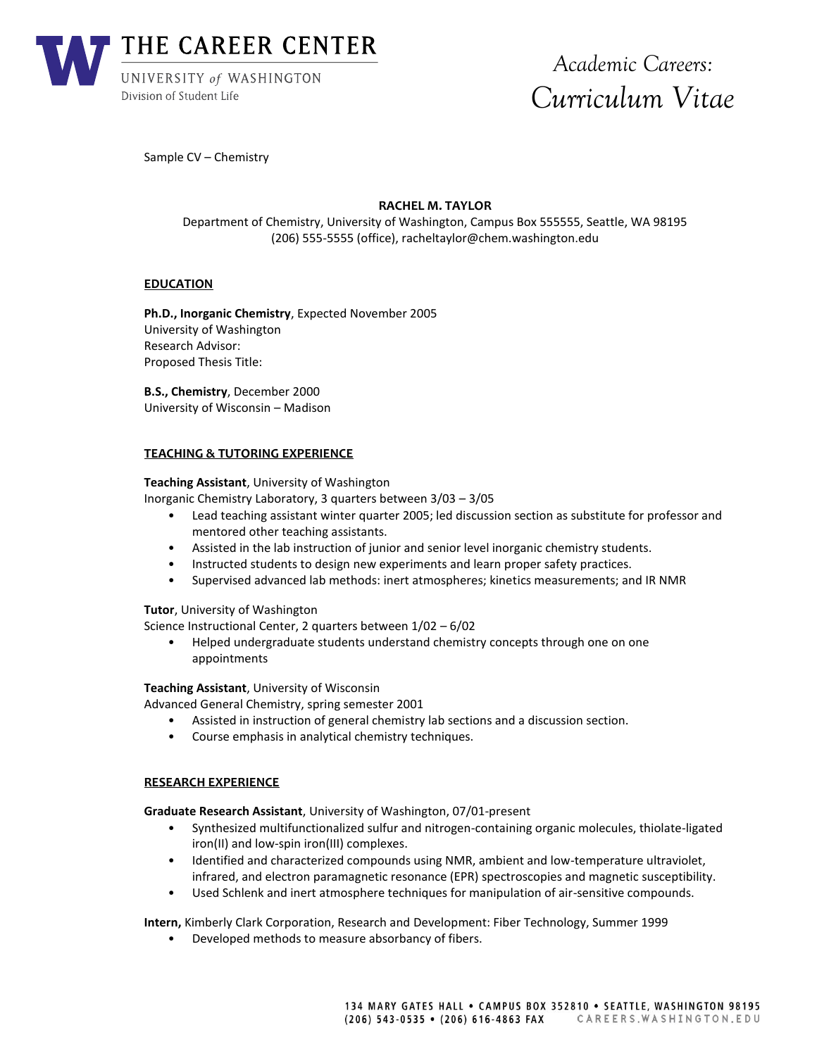Sample CV – Chemistry

**RACHEL M. TAYLOR**

Department of Chemistry, University of Washington, Campus Box 555555, Seattle, WA 98195
(206) 555-5555 (office), racheltaylor@chem.washington.edu

## EDUCATION

**Ph.D., Inorganic Chemistry**, Expected November 2005
University of Washington
Research Advisor:
Proposed Thesis Title:

**B.S., Chemistry**, December 2000
University of Wisconsin – Madison

## TEACHING & TUTORING EXPERIENCE

**Teaching Assistant**, University of Washington
Inorganic Chemistry Laboratory, 3 quarters between 3/03 – 3/05

- Lead teaching assistant winter quarter 2005; led discussion section as substitute for professor and mentored other teaching assistants.
- Assisted in the lab instruction of junior and senior level inorganic chemistry students.
- Instructed students to design new experiments and learn proper safety practices.
- Supervised advanced lab methods: inert atmospheres; kinetics measurements; and IR NMR

**Tutor**, University of Washington
Science Instructional Center, 2 quarters between 1/02 – 6/02

- Helped undergraduate students understand chemistry concepts through one on one appointments

**Teaching Assistant**, University of Wisconsin
Advanced General Chemistry, spring semester 2001

- Assisted in instruction of general chemistry lab sections and a discussion section.
- Course emphasis in analytical chemistry techniques.

## RESEARCH EXPERIENCE

**Graduate Research Assistant**, University of Washington, 07/01-present

- Synthesized multifunctionalized sulfur and nitrogen-containing organic molecules, thiolate-ligated iron(II) and low-spin iron(III) complexes.
- Identified and characterized compounds using NMR, ambient and low-temperature ultraviolet, infrared, and electron paramagnetic resonance (EPR) spectroscopies and magnetic susceptibility.
- Used Schlenk and inert atmosphere techniques for manipulation of air-sensitive compounds.

**Intern,** Kimberly Clark Corporation, Research and Development: Fiber Technology, Summer 1999

- Developed methods to measure absorbancy of fibers.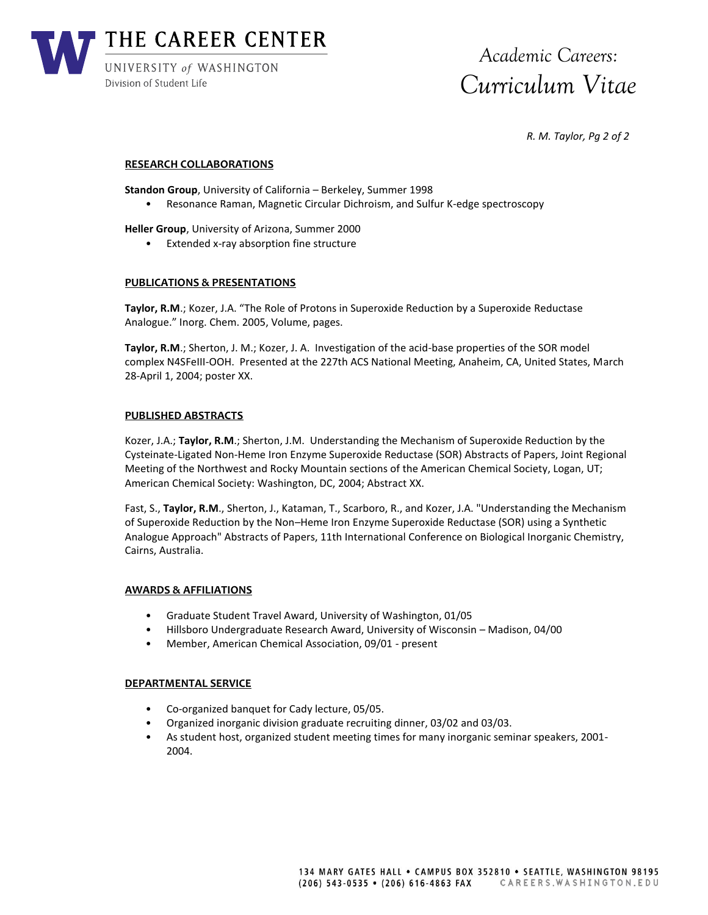# THE CAREER CENTER

UNIVERSITY *of* WASHINGTON
Division of Student Life

*Academic Careers: Curriculum Vitae*

*R. M. Taylor, Pg 2 of 2*

## RESEARCH COLLABORATIONS

**Standon Group**, University of California – Berkeley, Summer 1998

- Resonance Raman, Magnetic Circular Dichroism, and Sulfur K-edge spectroscopy

**Heller Group**, University of Arizona, Summer 2000

- Extended x-ray absorption fine structure

## PUBLICATIONS & PRESENTATIONS

**Taylor, R.M**.; Kozer, J.A. "The Role of Protons in Superoxide Reduction by a Superoxide Reductase Analogue." Inorg. Chem. 2005, Volume, pages.

**Taylor, R.M**.; Sherton, J. M.; Kozer, J. A. Investigation of the acid-base properties of the SOR model complex N4SFeIII-OOH. Presented at the 227th ACS National Meeting, Anaheim, CA, United States, March 28-April 1, 2004; poster XX.

## PUBLISHED ABSTRACTS

Kozer, J.A.; **Taylor, R.M**.; Sherton, J.M. Understanding the Mechanism of Superoxide Reduction by the Cysteinate-Ligated Non-Heme Iron Enzyme Superoxide Reductase (SOR) Abstracts of Papers, Joint Regional Meeting of the Northwest and Rocky Mountain sections of the American Chemical Society, Logan, UT; American Chemical Society: Washington, DC, 2004; Abstract XX.

Fast, S., **Taylor, R.M**., Sherton, J., Kataman, T., Scarboro, R., and Kozer, J.A. "Understanding the Mechanism of Superoxide Reduction by the Non–Heme Iron Enzyme Superoxide Reductase (SOR) using a Synthetic Analogue Approach" Abstracts of Papers, 11th International Conference on Biological Inorganic Chemistry, Cairns, Australia.

## AWARDS & AFFILIATIONS

- Graduate Student Travel Award, University of Washington, 01/05
- Hillsboro Undergraduate Research Award, University of Wisconsin – Madison, 04/00
- Member, American Chemical Association, 09/01 - present

## DEPARTMENTAL SERVICE

- Co-organized banquet for Cady lecture, 05/05.
- Organized inorganic division graduate recruiting dinner, 03/02 and 03/03.
- As student host, organized student meeting times for many inorganic seminar speakers, 2001-2004.

134 MARY GATES HALL • CAMPUS BOX 352810 • SEATTLE, WASHINGTON 98195
(206) 543-0535 • (206) 616-4863 FAX CAREERS.WASHINGTON.EDU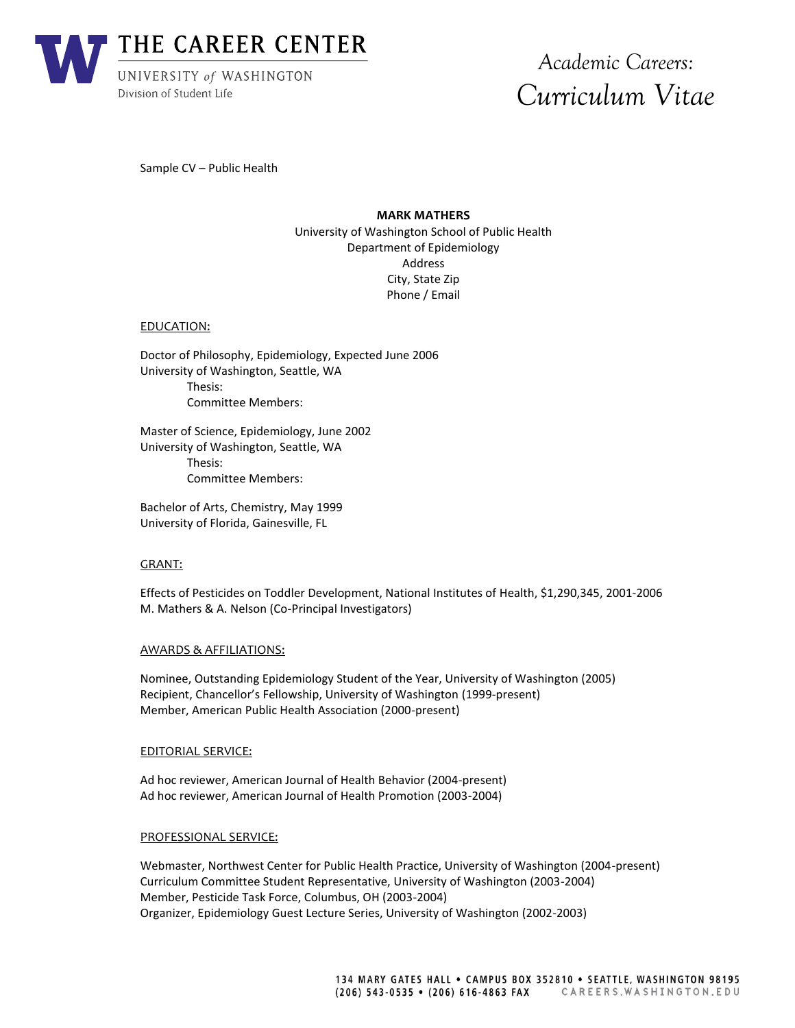Sample CV – Public Health

**MARK MATHERS**
University of Washington School of Public Health
Department of Epidemiology
Address
City, State Zip
Phone / Email

## EDUCATION:

Doctor of Philosophy, Epidemiology, Expected June 2006
University of Washington, Seattle, WA
Thesis:
Committee Members:

Master of Science, Epidemiology, June 2002
University of Washington, Seattle, WA
Thesis:
Committee Members:

Bachelor of Arts, Chemistry, May 1999
University of Florida, Gainesville, FL

## GRANT:

Effects of Pesticides on Toddler Development, National Institutes of Health, $1,290,345, 2001-2006
M. Mathers & A. Nelson (Co-Principal Investigators)

## AWARDS & AFFILIATIONS:

Nominee, Outstanding Epidemiology Student of the Year, University of Washington (2005)
Recipient, Chancellor's Fellowship, University of Washington (1999-present)
Member, American Public Health Association (2000-present)

## EDITORIAL SERVICE:

Ad hoc reviewer, American Journal of Health Behavior (2004-present)
Ad hoc reviewer, American Journal of Health Promotion (2003-2004)

## PROFESSIONAL SERVICE:

Webmaster, Northwest Center for Public Health Practice, University of Washington (2004-present)
Curriculum Committee Student Representative, University of Washington (2003-2004)
Member, Pesticide Task Force, Columbus, OH (2003-2004)
Organizer, Epidemiology Guest Lecture Series, University of Washington (2002-2003)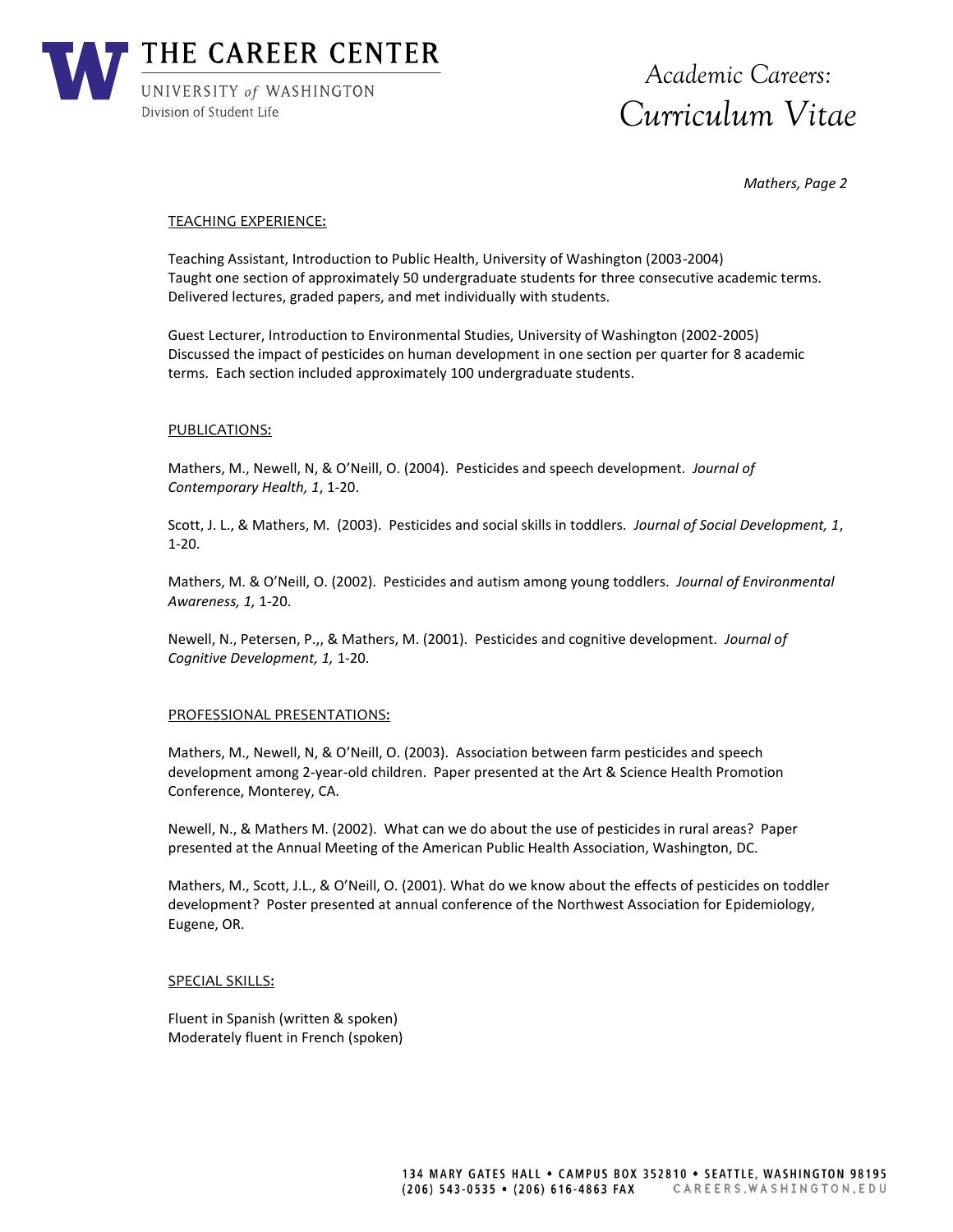## TEACHING EXPERIENCE:

Teaching Assistant, Introduction to Public Health, University of Washington (2003-2004)
Taught one section of approximately 50 undergraduate students for three consecutive academic terms. Delivered lectures, graded papers, and met individually with students.

Guest Lecturer, Introduction to Environmental Studies, University of Washington (2002-2005)
Discussed the impact of pesticides on human development in one section per quarter for 8 academic terms. Each section included approximately 100 undergraduate students.

## PUBLICATIONS:

Mathers, M., Newell, N, & O'Neill, O. (2004). Pesticides and speech development. *Journal of Contemporary Health, 1*, 1-20.

Scott, J. L., & Mathers, M. (2003). Pesticides and social skills in toddlers. *Journal of Social Development, 1*, 1-20.

Mathers, M. & O'Neill, O. (2002). Pesticides and autism among young toddlers. *Journal of Environmental Awareness, 1,* 1-20.

Newell, N., Petersen, P.,, & Mathers, M. (2001). Pesticides and cognitive development. *Journal of Cognitive Development, 1,* 1-20.

## PROFESSIONAL PRESENTATIONS:

Mathers, M., Newell, N, & O'Neill, O. (2003). Association between farm pesticides and speech development among 2-year-old children. Paper presented at the Art & Science Health Promotion Conference, Monterey, CA.

Newell, N., & Mathers M. (2002). What can we do about the use of pesticides in rural areas? Paper presented at the Annual Meeting of the American Public Health Association, Washington, DC.

Mathers, M., Scott, J.L., & O'Neill, O. (2001). What do we know about the effects of pesticides on toddler development? Poster presented at annual conference of the Northwest Association for Epidemiology, Eugene, OR.

## SPECIAL SKILLS:

Fluent in Spanish (written & spoken)
Moderately fluent in French (spoken)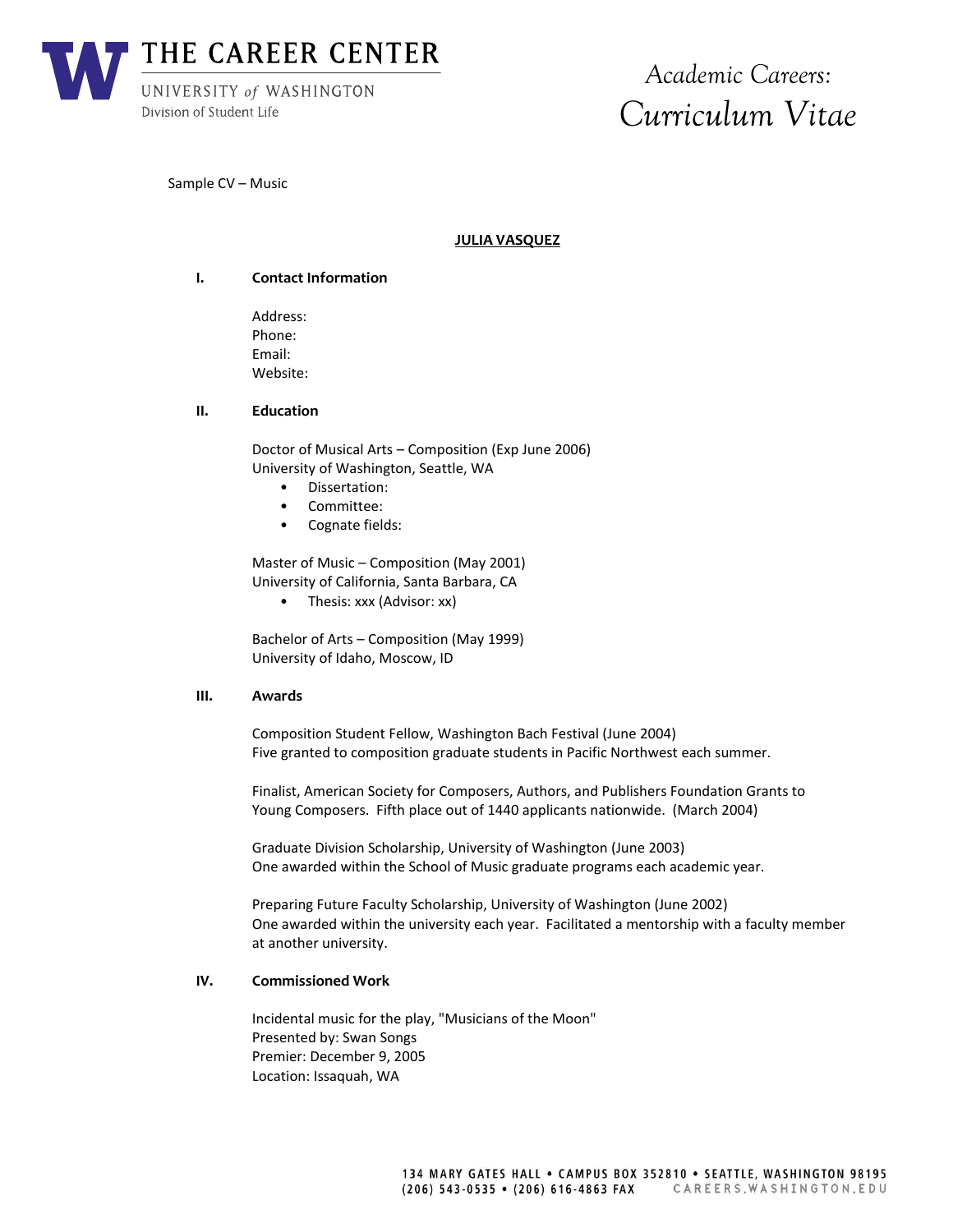Sample CV – Music

# JULIA VASQUEZ

## I. Contact Information

Address:
Phone:
Email:
Website:

## II. Education

Doctor of Musical Arts – Composition (Exp June 2006)
University of Washington, Seattle, WA

- Dissertation:
- Committee:
- Cognate fields:

Master of Music – Composition (May 2001)
University of California, Santa Barbara, CA

- Thesis: xxx (Advisor: xx)

Bachelor of Arts – Composition (May 1999)
University of Idaho, Moscow, ID

## III. Awards

Composition Student Fellow, Washington Bach Festival (June 2004)
Five granted to composition graduate students in Pacific Northwest each summer.

Finalist, American Society for Composers, Authors, and Publishers Foundation Grants to Young Composers. Fifth place out of 1440 applicants nationwide. (March 2004)

Graduate Division Scholarship, University of Washington (June 2003)
One awarded within the School of Music graduate programs each academic year.

Preparing Future Faculty Scholarship, University of Washington (June 2002)
One awarded within the university each year. Facilitated a mentorship with a faculty member at another university.

## IV. Commissioned Work

Incidental music for the play, "Musicians of the Moon"
Presented by: Swan Songs
Premier: December 9, 2005
Location: Issaquah, WA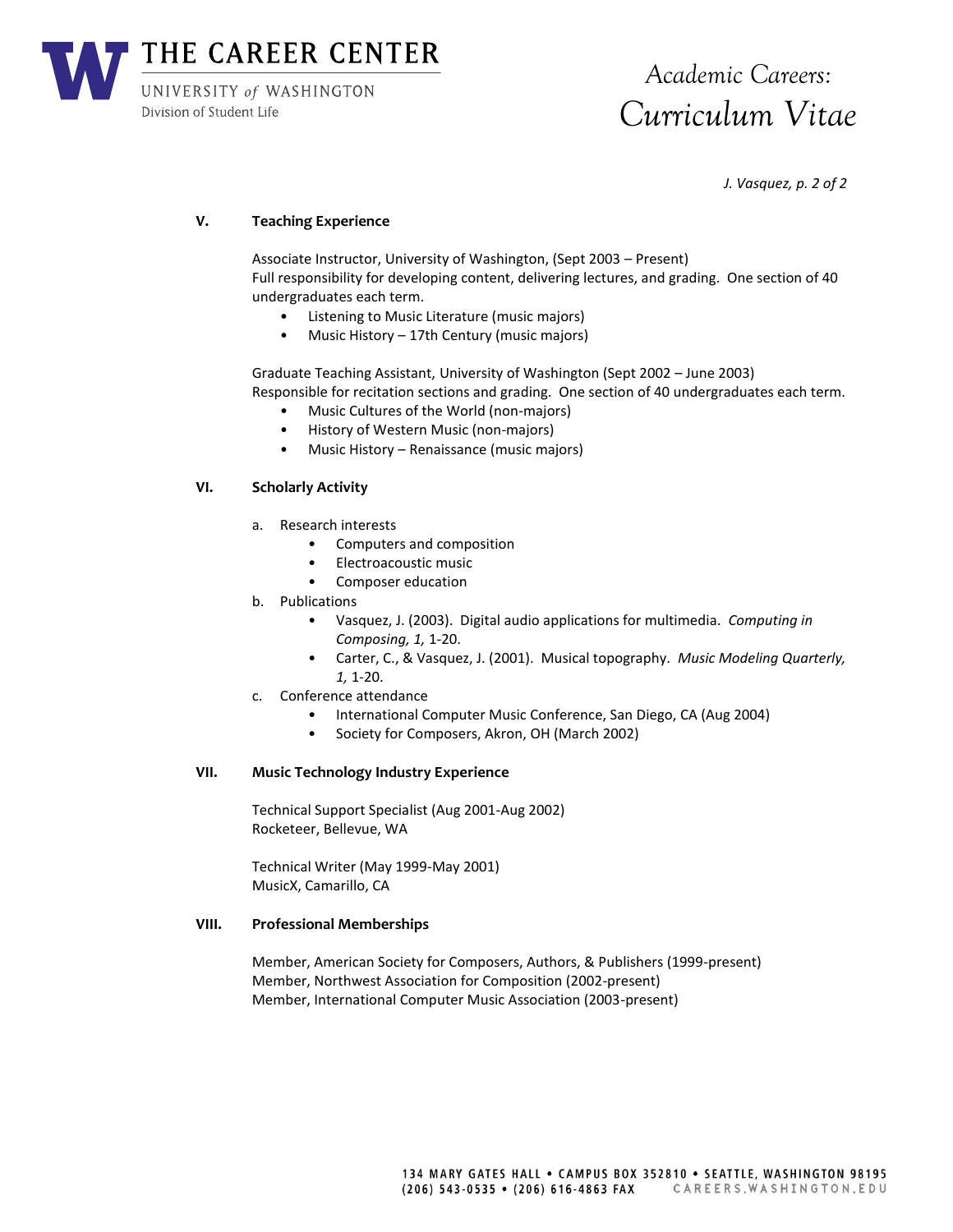## V. Teaching Experience

Associate Instructor, University of Washington, (Sept 2003 – Present)
Full responsibility for developing content, delivering lectures, and grading. One section of 40 undergraduates each term.

- Listening to Music Literature (music majors)
- Music History – 17th Century (music majors)

Graduate Teaching Assistant, University of Washington (Sept 2002 – June 2003)
Responsible for recitation sections and grading. One section of 40 undergraduates each term.

- Music Cultures of the World (non-majors)
- History of Western Music (non-majors)
- Music History – Renaissance (music majors)

## VI. Scholarly Activity

a. Research interests
   - Computers and composition
   - Electroacoustic music
   - Composer education

b. Publications
   - Vasquez, J. (2003). Digital audio applications for multimedia. *Computing in Composing, 1,* 1-20.
   - Carter, C., & Vasquez, J. (2001). Musical topography. *Music Modeling Quarterly, 1,* 1-20.

c. Conference attendance
   - International Computer Music Conference, San Diego, CA (Aug 2004)
   - Society for Composers, Akron, OH (March 2002)

## VII. Music Technology Industry Experience

Technical Support Specialist (Aug 2001-Aug 2002)
Rocketeer, Bellevue, WA

Technical Writer (May 1999-May 2001)
MusicX, Camarillo, CA

## VIII. Professional Memberships

Member, American Society for Composers, Authors, & Publishers (1999-present)
Member, Northwest Association for Composition (2002-present)
Member, International Computer Music Association (2003-present)